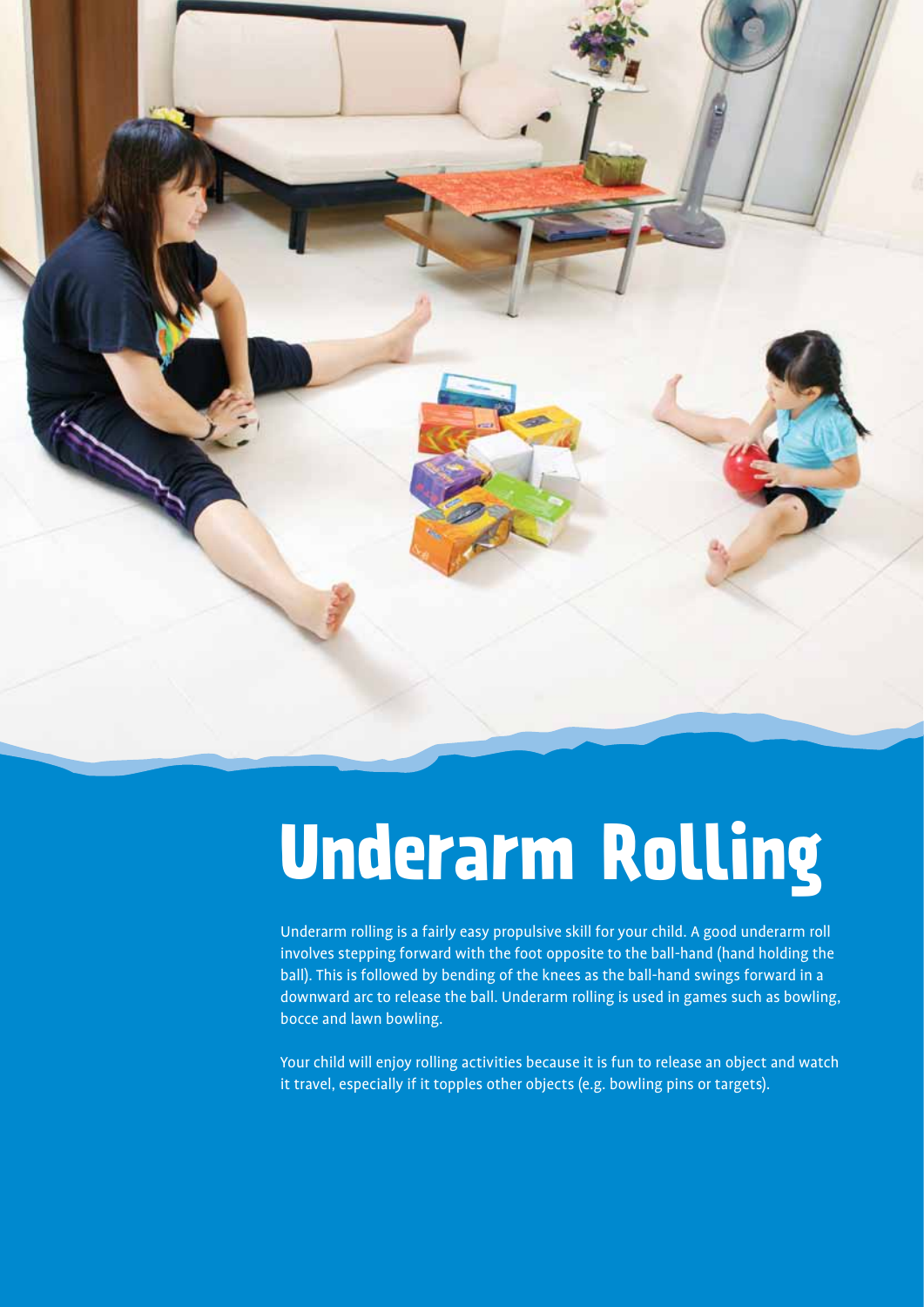# Underarm Rolling

Underarm rolling is a fairly easy propulsive skill for your child. A good underarm roll involves stepping forward with the foot opposite to the ball-hand (hand holding the ball). This is followed by bending of the knees as the ball-hand swings forward in a downward arc to release the ball. Underarm rolling is used in games such as bowling, bocce and lawn bowling.

Your child will enjoy rolling activities because it is fun to release an object and watch it travel, especially if it topples other objects (e.g. bowling pins or targets).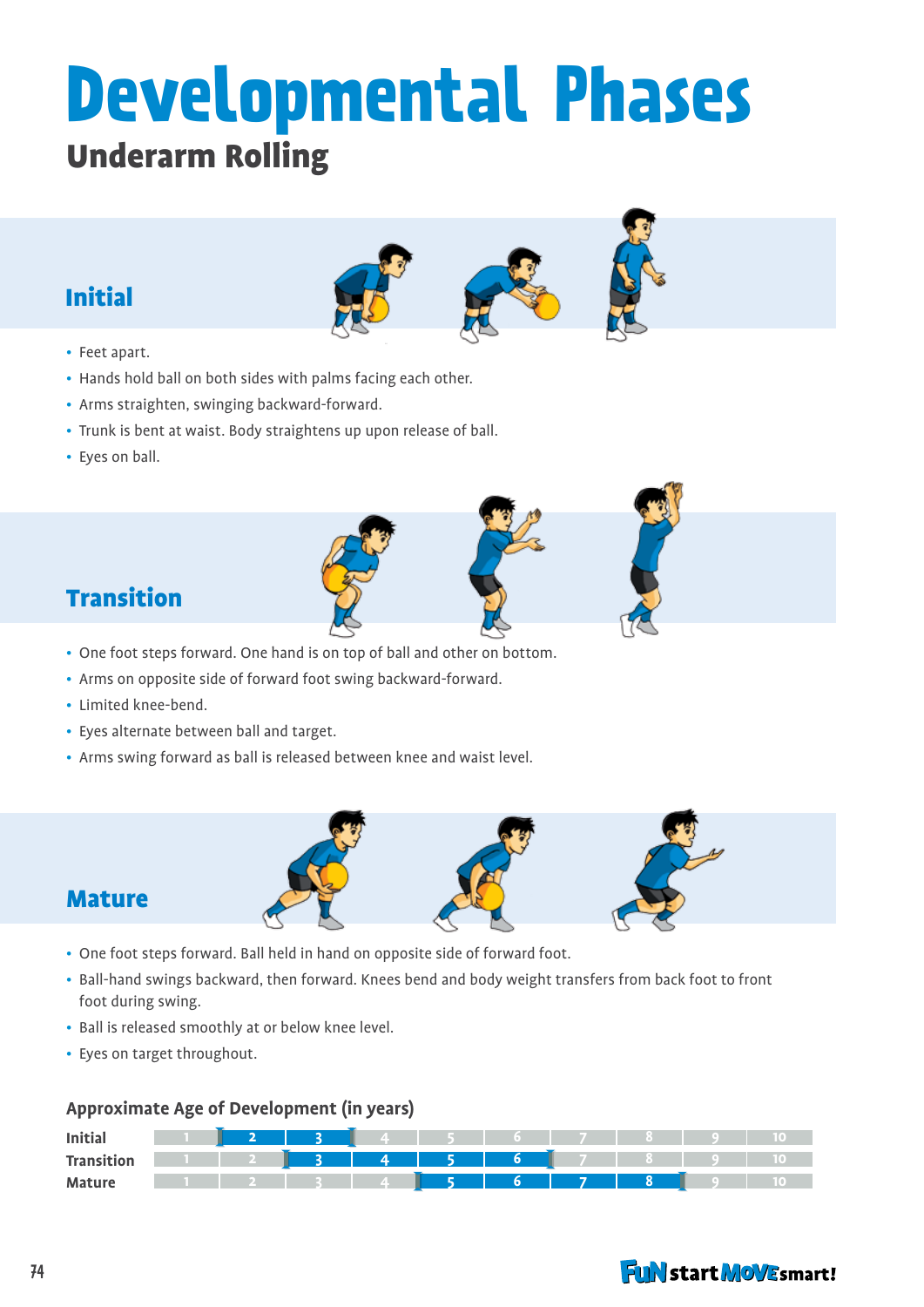# Developmental Phases

## Underarm Rolling

### Initial

- Feet apart.
- Hands hold ball on both sides with palms facing each other.
- Arms straighten, swinging backward-forward.
- Trunk is bent at waist. Body straightens up upon release of ball.
- Eyes on ball.

### Transition

- One foot steps forward. One hand is on top of ball and other on bottom.
- Arms on opposite side of forward foot swing backward-forward.
- Limited knee-bend.
- Eyes alternate between ball and target.
- Arms swing forward as ball is released between knee and waist level.

### Mature

- One foot steps forward. Ball held in hand on opposite side of forward foot.
- Ball-hand swings backward, then forward. Knees bend and body weight transfers from back foot to front foot during swing.
- Ball is released smoothly at or below knee level.
- Eyes on target throughout.

### Approximate Age of Development (in years)

| | | | | | | | | | | |
|---|---|---|---|---|---|---|---|---|---|---|
| **Initial** | 1 | **2** | **3** | 4 | 5 | 6 | 7 | 8 | 9 | 10 |
| **Transition** | 1 | 2 | **3** | **4** | **5** | **6** | 7 | 8 | 9 | 10 |
| **Mature** | 1 | 2 | 3 | 4 | **5** | **6** | **7** | **8** | 9 | 10 |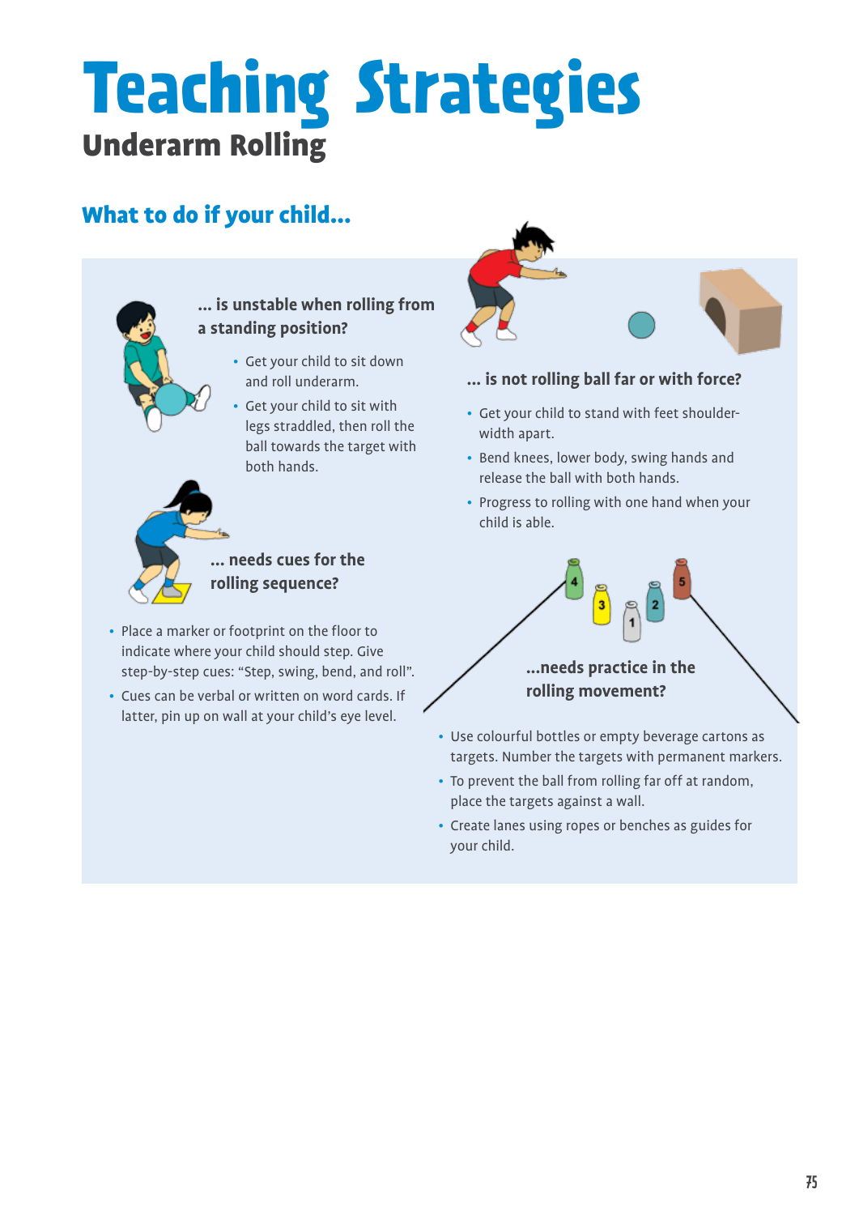# Teaching Strategies

## Underarm Rolling

### What to do if your child...

#### ... is unstable when rolling from a standing position?

- Get your child to sit down and roll underarm.
- Get your child to sit with legs straddled, then roll the ball towards the target with both hands.

#### ... needs cues for the rolling sequence?

- Place a marker or footprint on the floor to indicate where your child should step. Give step-by-step cues: "Step, swing, bend, and roll".
- Cues can be verbal or written on word cards. If latter, pin up on wall at your child's eye level.

#### ... is not rolling ball far or with force?

- Get your child to stand with feet shoulder-width apart.
- Bend knees, lower body, swing hands and release the ball with both hands.
- Progress to rolling with one hand when your child is able.

#### ...needs practice in the rolling movement?

- Use colourful bottles or empty beverage cartons as targets. Number the targets with permanent markers.
- To prevent the ball from rolling far off at random, place the targets against a wall.
- Create lanes using ropes or benches as guides for your child.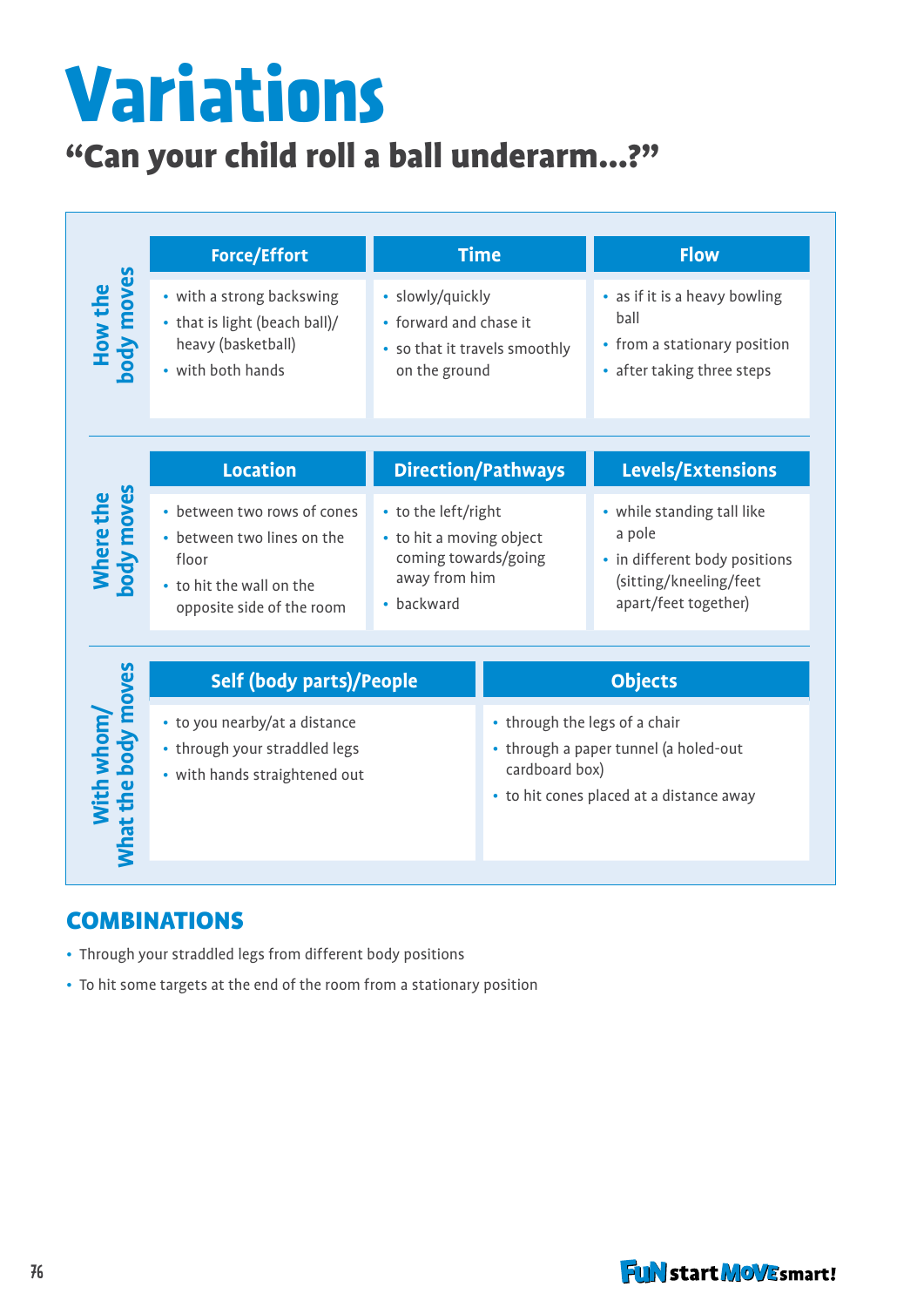# Variations

## "Can your child roll a ball underarm...?"

| | Force/Effort | Time | Flow |
|---|---|---|---|
| **How the body moves** | • with a strong backswing<br>• that is light (beach ball)/ heavy (basketball)<br>• with both hands | • slowly/quickly<br>• forward and chase it<br>• so that it travels smoothly on the ground | • as if it is a heavy bowling ball<br>• from a stationary position<br>• after taking three steps |

| | Location | Direction/Pathways | Levels/Extensions |
|---|---|---|---|
| **Where the body moves** | • between two rows of cones<br>• between two lines on the floor<br>• to hit the wall on the opposite side of the room | • to the left/right<br>• to hit a moving object coming towards/going away from him<br>• backward | • while standing tall like a pole<br>• in different body positions (sitting/kneeling/feet apart/feet together) |

| | Self (body parts)/People | Objects |
|---|---|---|
| **With whom/ What the body moves** | • to you nearby/at a distance<br>• through your straddled legs<br>• with hands straightened out | • through the legs of a chair<br>• through a paper tunnel (a holed-out cardboard box)<br>• to hit cones placed at a distance away |

## COMBINATIONS

- Through your straddled legs from different body positions
- To hit some targets at the end of the room from a stationary position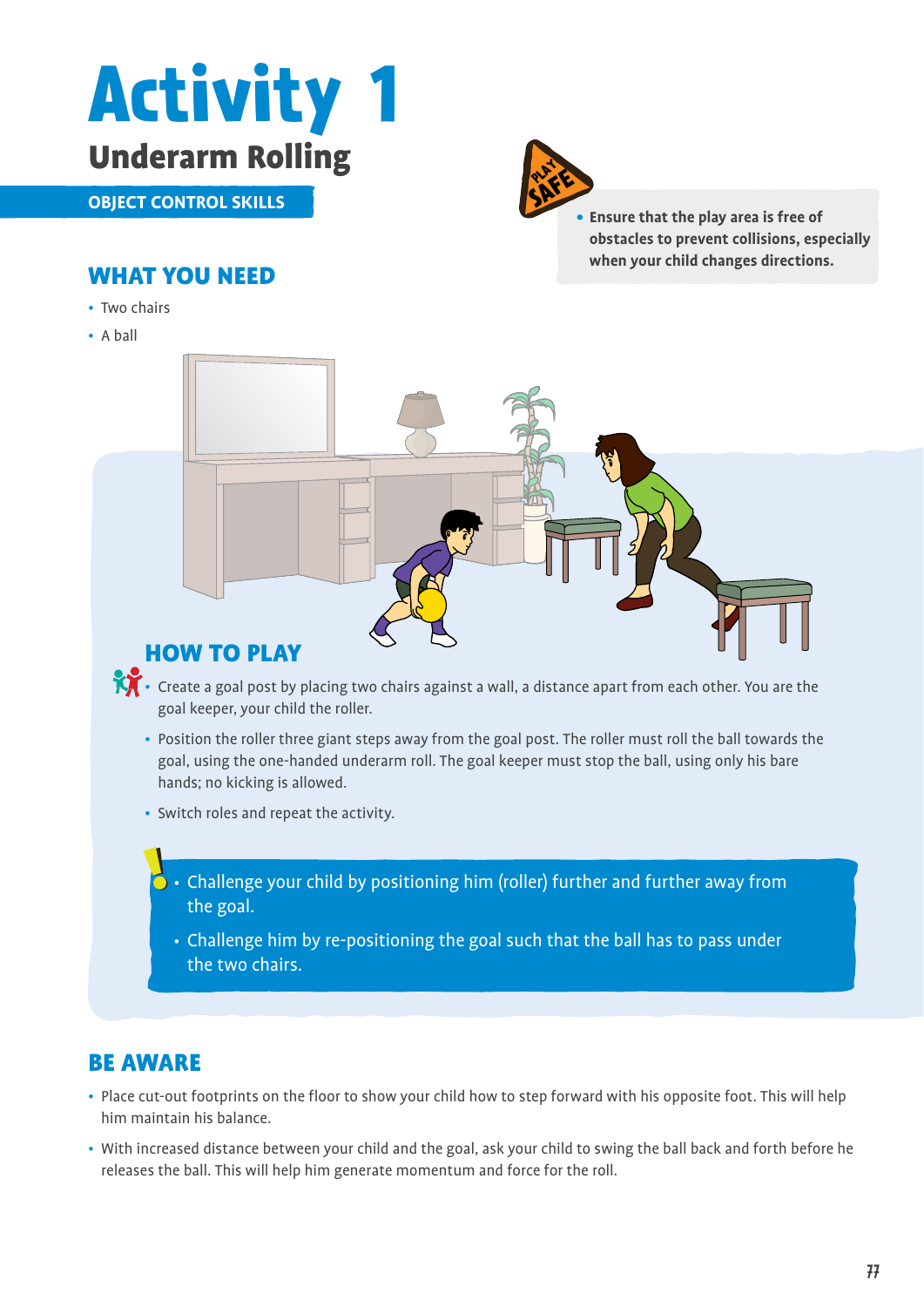# Activity 1

## Underarm Rolling

OBJECT CONTROL SKILLS

PLAY SAFE

- **Ensure that the play area is free of obstacles to prevent collisions, especially when your child changes directions.**

## WHAT YOU NEED

- Two chairs
- A ball

## HOW TO PLAY

- Create a goal post by placing two chairs against a wall, a distance apart from each other. You are the goal keeper, your child the roller.
- Position the roller three giant steps away from the goal post. The roller must roll the ball towards the goal, using the one-handed underarm roll. The goal keeper must stop the ball, using only his bare hands; no kicking is allowed.
- Switch roles and repeat the activity.

- Challenge your child by positioning him (roller) further and further away from the goal.
- Challenge him by re-positioning the goal such that the ball has to pass under the two chairs.

## BE AWARE

- Place cut-out footprints on the floor to show your child how to step forward with his opposite foot. This will help him maintain his balance.
- With increased distance between your child and the goal, ask your child to swing the ball back and forth before he releases the ball. This will help him generate momentum and force for the roll.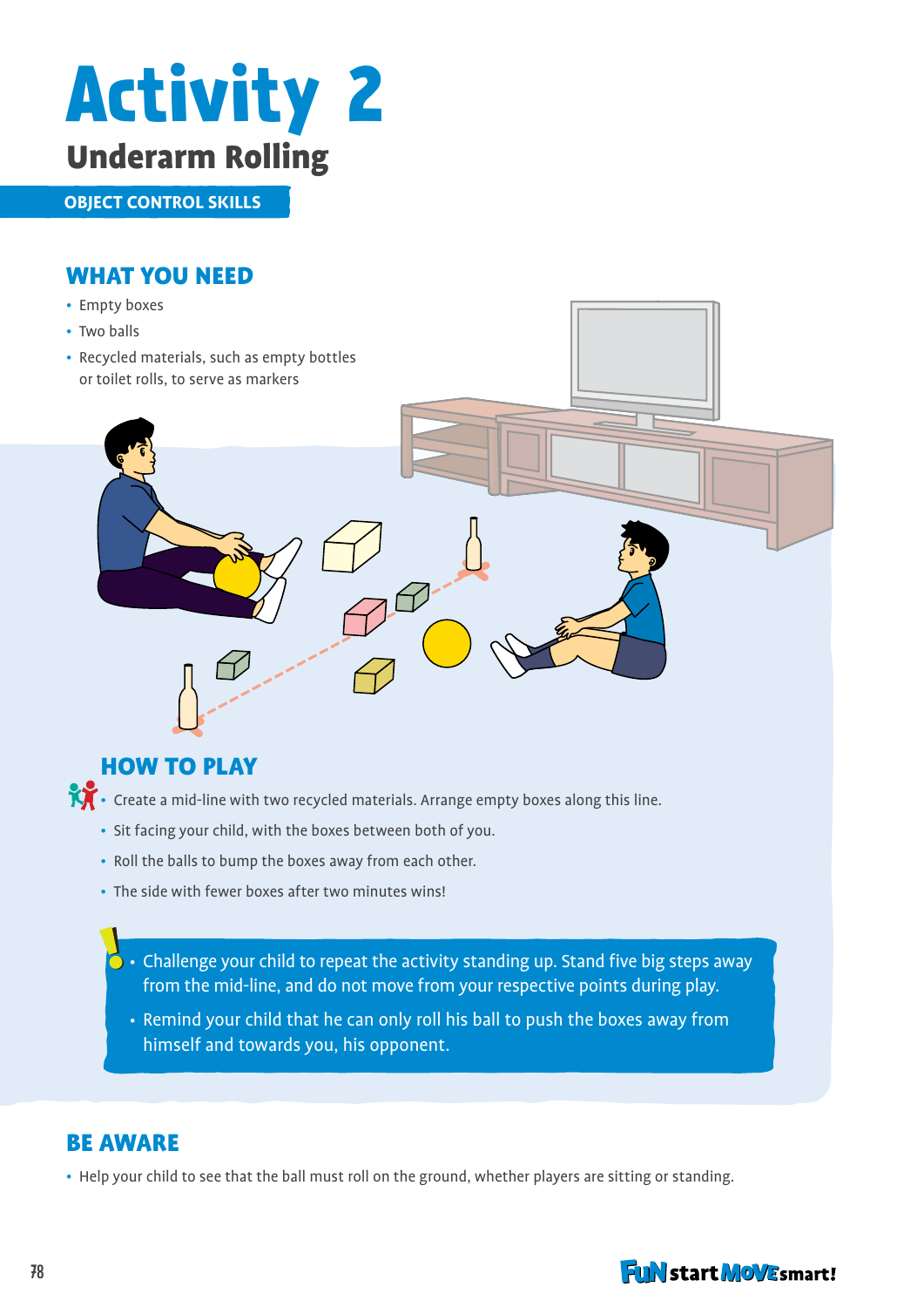# Activity 2

## Underarm Rolling

OBJECT CONTROL SKILLS

### WHAT YOU NEED

- Empty boxes
- Two balls
- Recycled materials, such as empty bottles or toilet rolls, to serve as markers

### HOW TO PLAY

- Create a mid-line with two recycled materials. Arrange empty boxes along this line.
- Sit facing your child, with the boxes between both of you.
- Roll the balls to bump the boxes away from each other.
- The side with fewer boxes after two minutes wins!

- Challenge your child to repeat the activity standing up. Stand five big steps away from the mid-line, and do not move from your respective points during play.
- Remind your child that he can only roll his ball to push the boxes away from himself and towards you, his opponent.

### BE AWARE

- Help your child to see that the ball must roll on the ground, whether players are sitting or standing.